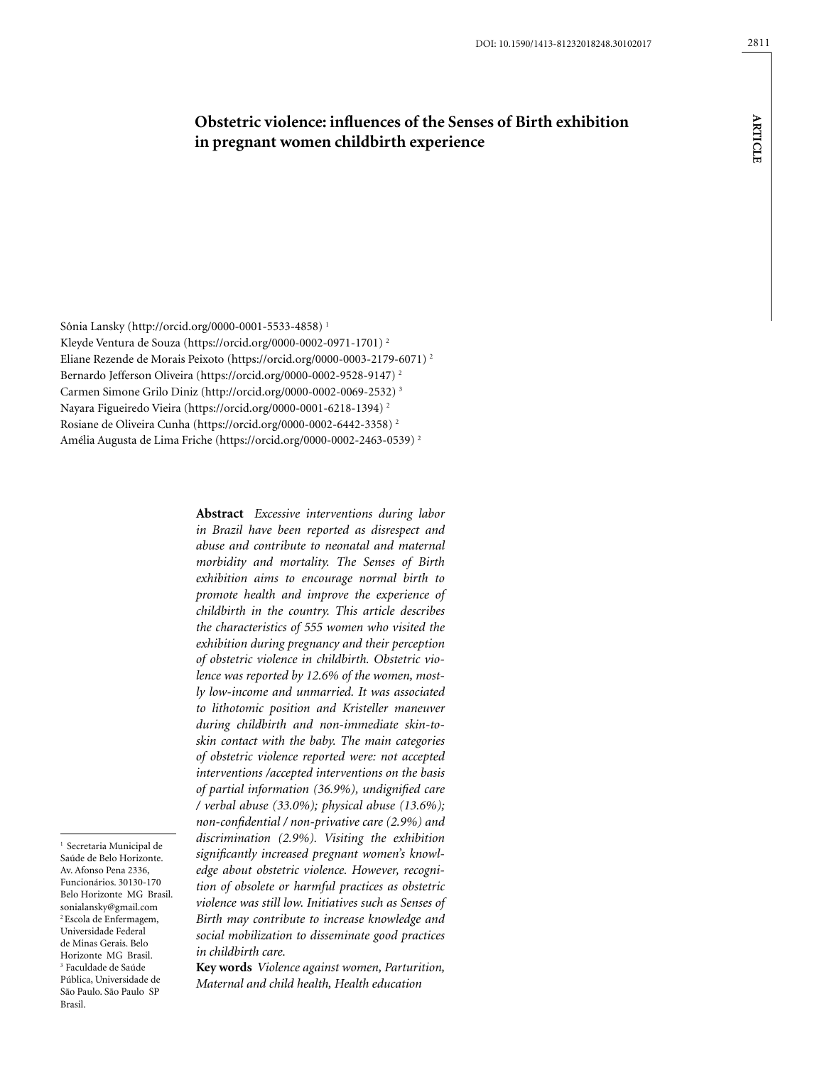DOI: 10.1590/1413-81232018248.30102017

ARTICLE

# Obstetric violence: influences of the Senses of Birth exhibition in pregnant women childbirth experience

Sônia Lansky (http://orcid.org/0000-0001-5533-4858) [1]
Kleyde Ventura de Souza (https://orcid.org/0000-0002-0971-1701) [2]
Eliane Rezende de Morais Peixoto (https://orcid.org/0000-0003-2179-6071) [2]
Bernardo Jefferson Oliveira (https://orcid.org/0000-0002-9528-9147) [2]
Carmen Simone Grilo Diniz (http://orcid.org/0000-0002-0069-2532) [3]
Nayara Figueiredo Vieira (https://orcid.org/0000-0001-6218-1394) [2]
Rosiane de Oliveira Cunha (https://orcid.org/0000-0002-6442-3358) [2]
Amélia Augusta de Lima Friche (https://orcid.org/0000-0002-2463-0539) [2]

**Abstract** *Excessive interventions during labor in Brazil have been reported as disrespect and abuse and contribute to neonatal and maternal morbidity and mortality. The Senses of Birth exhibition aims to encourage normal birth to promote health and improve the experience of childbirth in the country. This article describes the characteristics of 555 women who visited the exhibition during pregnancy and their perception of obstetric violence in childbirth. Obstetric violence was reported by 12.6% of the women, mostly low-income and unmarried. It was associated to lithotomic position and Kristeller maneuver during childbirth and non-immediate skin-to-skin contact with the baby. The main categories of obstetric violence reported were: not accepted interventions /accepted interventions on the basis of partial information (36.9%), undignified care / verbal abuse (33.0%); physical abuse (13.6%); non-confidential / non-privative care (2.9%) and discrimination (2.9%). Visiting the exhibition significantly increased pregnant women's knowledge about obstetric violence. However, recognition of obsolete or harmful practices as obstetric violence was still low. Initiatives such as Senses of Birth may contribute to increase knowledge and social mobilization to disseminate good practices in childbirth care.*

**Key words** *Violence against women, Parturition, Maternal and child health, Health education*

[1] Secretaria Municipal de Saúde de Belo Horizonte. Av. Afonso Pena 2336, Funcionários. 30130-170 Belo Horizonte MG Brasil. sonialansky@gmail.com
[2] Escola de Enfermagem, Universidade Federal de Minas Gerais. Belo Horizonte MG Brasil.
[3] Faculdade de Saúde Pública, Universidade de São Paulo. São Paulo SP Brasil.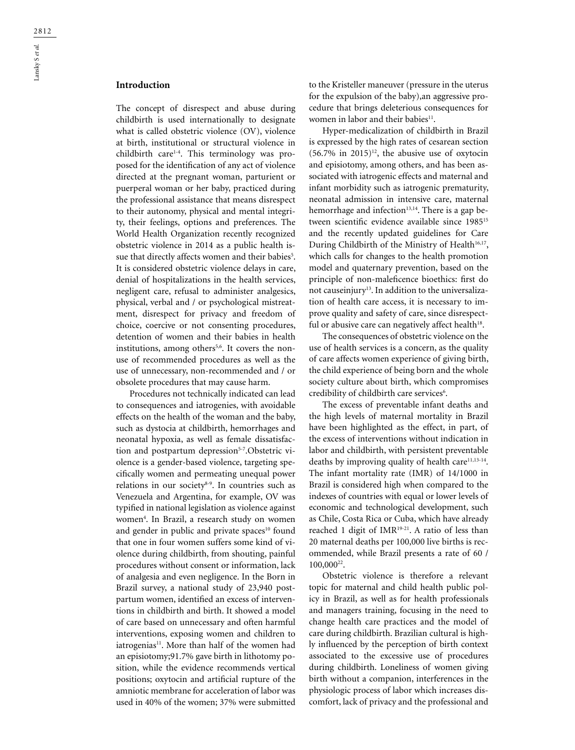## Introduction

The concept of disrespect and abuse during childbirth is used internationally to designate what is called obstetric violence (OV), violence at birth, institutional or structural violence in childbirth care[1-4]. This terminology was proposed for the identification of any act of violence directed at the pregnant woman, parturient or puerperal woman or her baby, practiced during the professional assistance that means disrespect to their autonomy, physical and mental integrity, their feelings, options and preferences. The World Health Organization recently recognized obstetric violence in 2014 as a public health issue that directly affects women and their babies[5]. It is considered obstetric violence delays in care, denial of hospitalizations in the health services, negligent care, refusal to administer analgesics, physical, verbal and / or psychological mistreatment, disrespect for privacy and freedom of choice, coercive or not consenting procedures, detention of women and their babies in health institutions, among others[5,6]. It covers the non-use of recommended procedures as well as the use of unnecessary, non-recommended and / or obsolete procedures that may cause harm.

Procedures not technically indicated can lead to consequences and iatrogenies, with avoidable effects on the health of the woman and the baby, such as dystocia at childbirth, hemorrhages and neonatal hypoxia, as well as female dissatisfaction and postpartum depression[5-7].Obstetric violence is a gender-based violence, targeting specifically women and permeating unequal power relations in our society[8-9]. In countries such as Venezuela and Argentina, for example, OV was typified in national legislation as violence against women[4]. In Brazil, a research study on women and gender in public and private spaces[10] found that one in four women suffers some kind of violence during childbirth, from shouting, painful procedures without consent or information, lack of analgesia and even negligence. In the Born in Brazil survey, a national study of 23,940 postpartum women, identified an excess of interventions in childbirth and birth. It showed a model of care based on unnecessary and often harmful interventions, exposing women and children to iatrogenias[11]. More than half of the women had an episiotomy;91.7% gave birth in lithotomy position, while the evidence recommends vertical positions; oxytocin and artificial rupture of the amniotic membrane for acceleration of labor was used in 40% of the women; 37% were submitted to the Kristeller maneuver (pressure in the uterus for the expulsion of the baby),an aggressive procedure that brings deleterious consequences for women in labor and their babies[11].

Hyper-medicalization of childbirth in Brazil is expressed by the high rates of cesarean section (56.7% in 2015)[12], the abusive use of oxytocin and episiotomy, among others, and has been associated with iatrogenic effects and maternal and infant morbidity such as iatrogenic prematurity, neonatal admission in intensive care, maternal hemorrhage and infection[13,14]. There is a gap between scientific evidence available since 1985[15] and the recently updated guidelines for Care During Childbirth of the Ministry of Health[16,17], which calls for changes to the health promotion model and quaternary prevention, based on the principle of non-maleficence bioethics: first do not causeinjury[13]. In addition to the universalization of health care access, it is necessary to improve quality and safety of care, since disrespectful or abusive care can negatively affect health[18].

The consequences of obstetric violence on the use of health services is a concern, as the quality of care affects women experience of giving birth, the child experience of being born and the whole society culture about birth, which compromises credibility of childbirth care services[6].

The excess of preventable infant deaths and the high levels of maternal mortality in Brazil have been highlighted as the effect, in part, of the excess of interventions without indication in labor and childbirth, with persistent preventable deaths by improving quality of health care[11,13-14]. The infant mortality rate (IMR) of 14/1000 in Brazil is considered high when compared to the indexes of countries with equal or lower levels of economic and technological development, such as Chile, Costa Rica or Cuba, which have already reached 1 digit of IMR[19-21]. A ratio of less than 20 maternal deaths per 100,000 live births is recommended, while Brazil presents a rate of 60 / 100,000[22].

Obstetric violence is therefore a relevant topic for maternal and child health public policy in Brazil, as well as for health professionals and managers training, focusing in the need to change health care practices and the model of care during childbirth. Brazilian cultural is highly influenced by the perception of birth context associated to the excessive use of procedures during childbirth. Loneliness of women giving birth without a companion, interferences in the physiologic process of labor which increases discomfort, lack of privacy and the professional and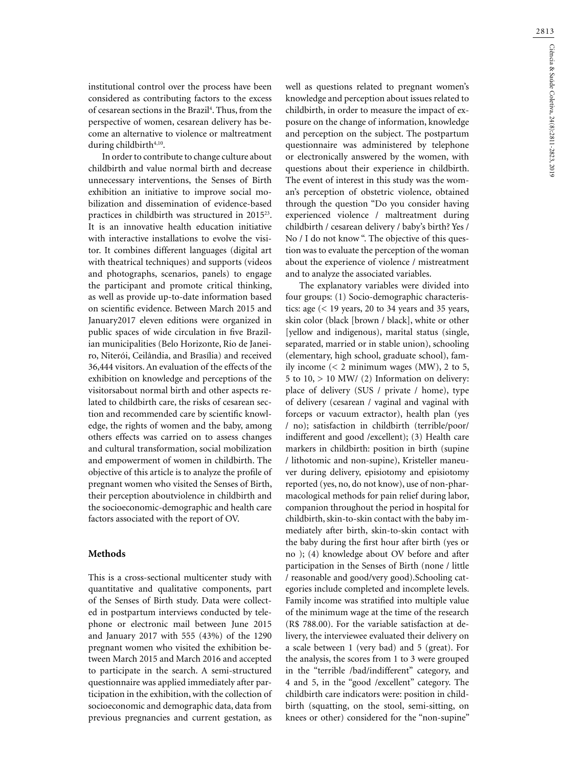institutional control over the process have been considered as contributing factors to the excess of cesarean sections in the Brazil[4]. Thus, from the perspective of women, cesarean delivery has become an alternative to violence or maltreatment during childbirth[4,10].

In order to contribute to change culture about childbirth and value normal birth and decrease unnecessary interventions, the Senses of Birth exhibition an initiative to improve social mobilization and dissemination of evidence-based practices in childbirth was structured in 2015[23]. It is an innovative health education initiative with interactive installations to evolve the visitor. It combines different languages (digital art with theatrical techniques) and supports (videos and photographs, scenarios, panels) to engage the participant and promote critical thinking, as well as provide up-to-date information based on scientific evidence. Between March 2015 and January2017 eleven editions were organized in public spaces of wide circulation in five Brazilian municipalities (Belo Horizonte, Rio de Janeiro, Niterói, Ceilândia, and Brasília) and received 36,444 visitors. An evaluation of the effects of the exhibition on knowledge and perceptions of the visitorsabout normal birth and other aspects related to childbirth care, the risks of cesarean section and recommended care by scientific knowledge, the rights of women and the baby, among others effects was carried on to assess changes and cultural transformation, social mobilization and empowerment of women in childbirth. The objective of this article is to analyze the profile of pregnant women who visited the Senses of Birth, their perception aboutviolence in childbirth and the socioeconomic-demographic and health care factors associated with the report of OV.

## Methods

This is a cross-sectional multicenter study with quantitative and qualitative components, part of the Senses of Birth study. Data were collected in postpartum interviews conducted by telephone or electronic mail between June 2015 and January 2017 with 555 (43%) of the 1290 pregnant women who visited the exhibition between March 2015 and March 2016 and accepted to participate in the search. A semi-structured questionnaire was applied immediately after participation in the exhibition, with the collection of socioeconomic and demographic data, data from previous pregnancies and current gestation, as well as questions related to pregnant women's knowledge and perception about issues related to childbirth, in order to measure the impact of exposure on the change of information, knowledge and perception on the subject. The postpartum questionnaire was administered by telephone or electronically answered by the women, with questions about their experience in childbirth. The event of interest in this study was the woman's perception of obstetric violence, obtained through the question "Do you consider having experienced violence / maltreatment during childbirth / cesarean delivery / baby's birth? Yes / No / I do not know ". The objective of this question was to evaluate the perception of the woman about the experience of violence / mistreatment and to analyze the associated variables.

The explanatory variables were divided into four groups: (1) Socio-demographic characteristics: age (< 19 years, 20 to 34 years and 35 years, skin color (black [brown / black], white or other [yellow and indigenous), marital status (single, separated, married or in stable union), schooling (elementary, high school, graduate school), family income (< 2 minimum wages (MW), 2 to 5, 5 to 10, > 10 MW/ (2) Information on delivery: place of delivery (SUS / private / home), type of delivery (cesarean / vaginal and vaginal with forceps or vacuum extractor), health plan (yes / no); satisfaction in childbirth (terrible/poor/ indifferent and good /excellent); (3) Health care markers in childbirth: position in birth (supine / lithotomic and non-supine), Kristeller maneuver during delivery, episiotomy and episiotomy reported (yes, no, do not know), use of non-pharmacological methods for pain relief during labor, companion throughout the period in hospital for childbirth, skin-to-skin contact with the baby immediately after birth, skin-to-skin contact with the baby during the first hour after birth (yes or no ); (4) knowledge about OV before and after participation in the Senses of Birth (none / little / reasonable and good/very good).Schooling categories include completed and incomplete levels. Family income was stratified into multiple value of the minimum wage at the time of the research (R$ 788.00). For the variable satisfaction at delivery, the interviewee evaluated their delivery on a scale between 1 (very bad) and 5 (great). For the analysis, the scores from 1 to 3 were grouped in the "terrible /bad/indifferent" category, and 4 and 5, in the "good /excellent" category. The childbirth care indicators were: position in childbirth (squatting, on the stool, semi-sitting, on knees or other) considered for the "non-supine"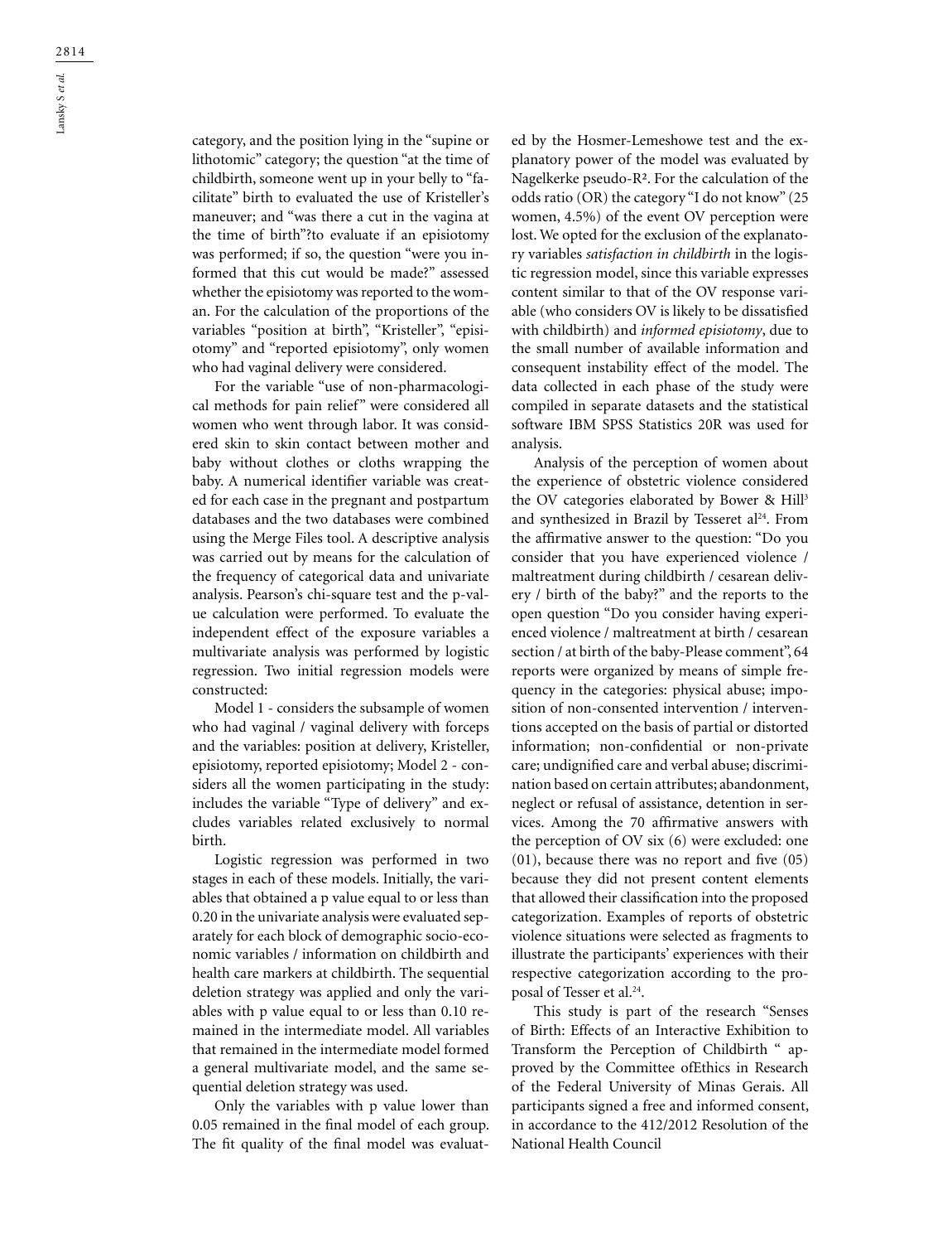category, and the position lying in the "supine or lithotomic" category; the question "at the time of childbirth, someone went up in your belly to "facilitate" birth to evaluated the use of Kristeller's maneuver; and "was there a cut in the vagina at the time of birth"?to evaluate if an episiotomy was performed; if so, the question "were you informed that this cut would be made?" assessed whether the episiotomy was reported to the woman. For the calculation of the proportions of the variables "position at birth", "Kristeller", "episiotomy" and "reported episiotomy", only women who had vaginal delivery were considered.

For the variable "use of non-pharmacological methods for pain relief" were considered all women who went through labor. It was considered skin to skin contact between mother and baby without clothes or cloths wrapping the baby. A numerical identifier variable was created for each case in the pregnant and postpartum databases and the two databases were combined using the Merge Files tool. A descriptive analysis was carried out by means for the calculation of the frequency of categorical data and univariate analysis. Pearson's chi-square test and the p-value calculation were performed. To evaluate the independent effect of the exposure variables a multivariate analysis was performed by logistic regression. Two initial regression models were constructed:

Model 1 - considers the subsample of women who had vaginal / vaginal delivery with forceps and the variables: position at delivery, Kristeller, episiotomy, reported episiotomy; Model 2 - considers all the women participating in the study: includes the variable "Type of delivery" and excludes variables related exclusively to normal birth.

Logistic regression was performed in two stages in each of these models. Initially, the variables that obtained a p value equal to or less than 0.20 in the univariate analysis were evaluated separately for each block of demographic socio-economic variables / information on childbirth and health care markers at childbirth. The sequential deletion strategy was applied and only the variables with p value equal to or less than 0.10 remained in the intermediate model. All variables that remained in the intermediate model formed a general multivariate model, and the same sequential deletion strategy was used.

Only the variables with p value lower than 0.05 remained in the final model of each group. The fit quality of the final model was evaluated by the Hosmer-Lemeshowe test and the explanatory power of the model was evaluated by Nagelkerke pseudo-$R^2$. For the calculation of the odds ratio (OR) the category "I do not know" (25 women, 4.5%) of the event OV perception were lost. We opted for the exclusion of the explanatory variables *satisfaction in childbirth* in the logistic regression model, since this variable expresses content similar to that of the OV response variable (who considers OV is likely to be dissatisfied with childbirth) and *informed episiotomy*, due to the small number of available information and consequent instability effect of the model. The data collected in each phase of the study were compiled in separate datasets and the statistical software IBM SPSS Statistics 20R was used for analysis.

Analysis of the perception of women about the experience of obstetric violence considered the OV categories elaborated by Bower & Hill[3] and synthesized in Brazil by Tesseret al[24]. From the affirmative answer to the question: "Do you consider that you have experienced violence / maltreatment during childbirth / cesarean delivery / birth of the baby?" and the reports to the open question "Do you consider having experienced violence / maltreatment at birth / cesarean section / at birth of the baby-Please comment", 64 reports were organized by means of simple frequency in the categories: physical abuse; imposition of non-consented intervention / interventions accepted on the basis of partial or distorted information; non-confidential or non-private care; undignified care and verbal abuse; discrimination based on certain attributes; abandonment, neglect or refusal of assistance, detention in services. Among the 70 affirmative answers with the perception of OV six (6) were excluded: one (01), because there was no report and five (05) because they did not present content elements that allowed their classification into the proposed categorization. Examples of reports of obstetric violence situations were selected as fragments to illustrate the participants' experiences with their respective categorization according to the proposal of Tesser et al.[24].

This study is part of the research "Senses of Birth: Effects of an Interactive Exhibition to Transform the Perception of Childbirth " approved by the Committee ofEthics in Research of the Federal University of Minas Gerais. All participants signed a free and informed consent, in accordance to the 412/2012 Resolution of the National Health Council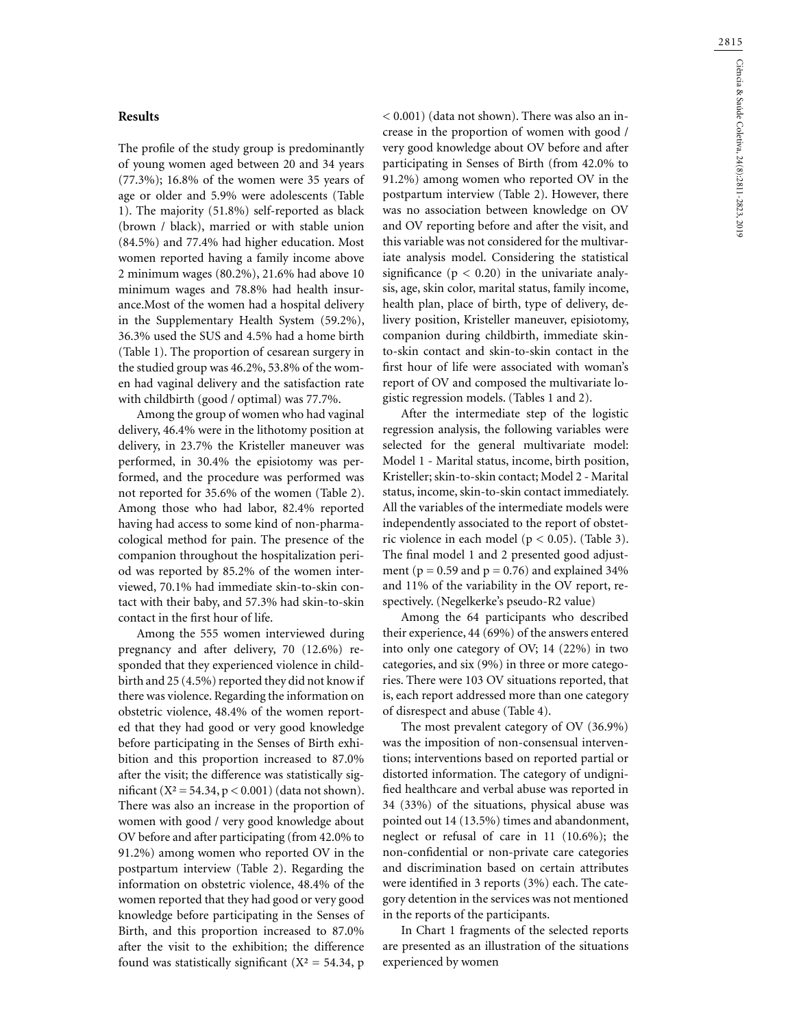## Results

The profile of the study group is predominantly of young women aged between 20 and 34 years (77.3%); 16.8% of the women were 35 years of age or older and 5.9% were adolescents (Table 1). The majority (51.8%) self-reported as black (brown / black), married or with stable union (84.5%) and 77.4% had higher education. Most women reported having a family income above 2 minimum wages (80.2%), 21.6% had above 10 minimum wages and 78.8% had health insurance.Most of the women had a hospital delivery in the Supplementary Health System (59.2%), 36.3% used the SUS and 4.5% had a home birth (Table 1). The proportion of cesarean surgery in the studied group was 46.2%, 53.8% of the women had vaginal delivery and the satisfaction rate with childbirth (good / optimal) was 77.7%.

Among the group of women who had vaginal delivery, 46.4% were in the lithotomy position at delivery, in 23.7% the Kristeller maneuver was performed, in 30.4% the episiotomy was performed, and the procedure was performed was not reported for 35.6% of the women (Table 2). Among those who had labor, 82.4% reported having had access to some kind of non-pharmacological method for pain. The presence of the companion throughout the hospitalization period was reported by 85.2% of the women interviewed, 70.1% had immediate skin-to-skin contact with their baby, and 57.3% had skin-to-skin contact in the first hour of life.

Among the 555 women interviewed during pregnancy and after delivery, 70 (12.6%) responded that they experienced violence in childbirth and 25 (4.5%) reported they did not know if there was violence. Regarding the information on obstetric violence, 48.4% of the women reported that they had good or very good knowledge before participating in the Senses of Birth exhibition and this proportion increased to 87.0% after the visit; the difference was statistically significant ($X^2 = 54.34$, $p < 0.001$) (data not shown). There was also an increase in the proportion of women with good / very good knowledge about OV before and after participating (from 42.0% to 91.2%) among women who reported OV in the postpartum interview (Table 2). Regarding the information on obstetric violence, 48.4% of the women reported that they had good or very good knowledge before participating in the Senses of Birth, and this proportion increased to 87.0% after the visit to the exhibition; the difference found was statistically significant ($X^2 = 54.34$, $p < 0.001$) (data not shown). There was also an increase in the proportion of women with good / very good knowledge about OV before and after participating in Senses of Birth (from 42.0% to 91.2%) among women who reported OV in the postpartum interview (Table 2). However, there was no association between knowledge on OV and OV reporting before and after the visit, and this variable was not considered for the multivariate analysis model. Considering the statistical significance ($p < 0.20$) in the univariate analysis, age, skin color, marital status, family income, health plan, place of birth, type of delivery, delivery position, Kristeller maneuver, episiotomy, companion during childbirth, immediate skin-to-skin contact and skin-to-skin contact in the first hour of life were associated with woman's report of OV and composed the multivariate logistic regression models. (Tables 1 and 2).

After the intermediate step of the logistic regression analysis, the following variables were selected for the general multivariate model: Model 1 - Marital status, income, birth position, Kristeller; skin-to-skin contact; Model 2 - Marital status, income, skin-to-skin contact immediately. All the variables of the intermediate models were independently associated to the report of obstetric violence in each model ($p < 0.05$). (Table 3). The final model 1 and 2 presented good adjustment ($p = 0.59$ and $p = 0.76$) and explained 34% and 11% of the variability in the OV report, respectively. (Negelkerke's pseudo-R2 value)

Among the 64 participants who described their experience, 44 (69%) of the answers entered into only one category of OV; 14 (22%) in two categories, and six (9%) in three or more categories. There were 103 OV situations reported, that is, each report addressed more than one category of disrespect and abuse (Table 4).

The most prevalent category of OV (36.9%) was the imposition of non-consensual interventions; interventions based on reported partial or distorted information. The category of undignified healthcare and verbal abuse was reported in 34 (33%) of the situations, physical abuse was pointed out 14 (13.5%) times and abandonment, neglect or refusal of care in 11 (10.6%); the non-confidential or non-private care categories and discrimination based on certain attributes were identified in 3 reports (3%) each. The category detention in the services was not mentioned in the reports of the participants.

In Chart 1 fragments of the selected reports are presented as an illustration of the situations experienced by women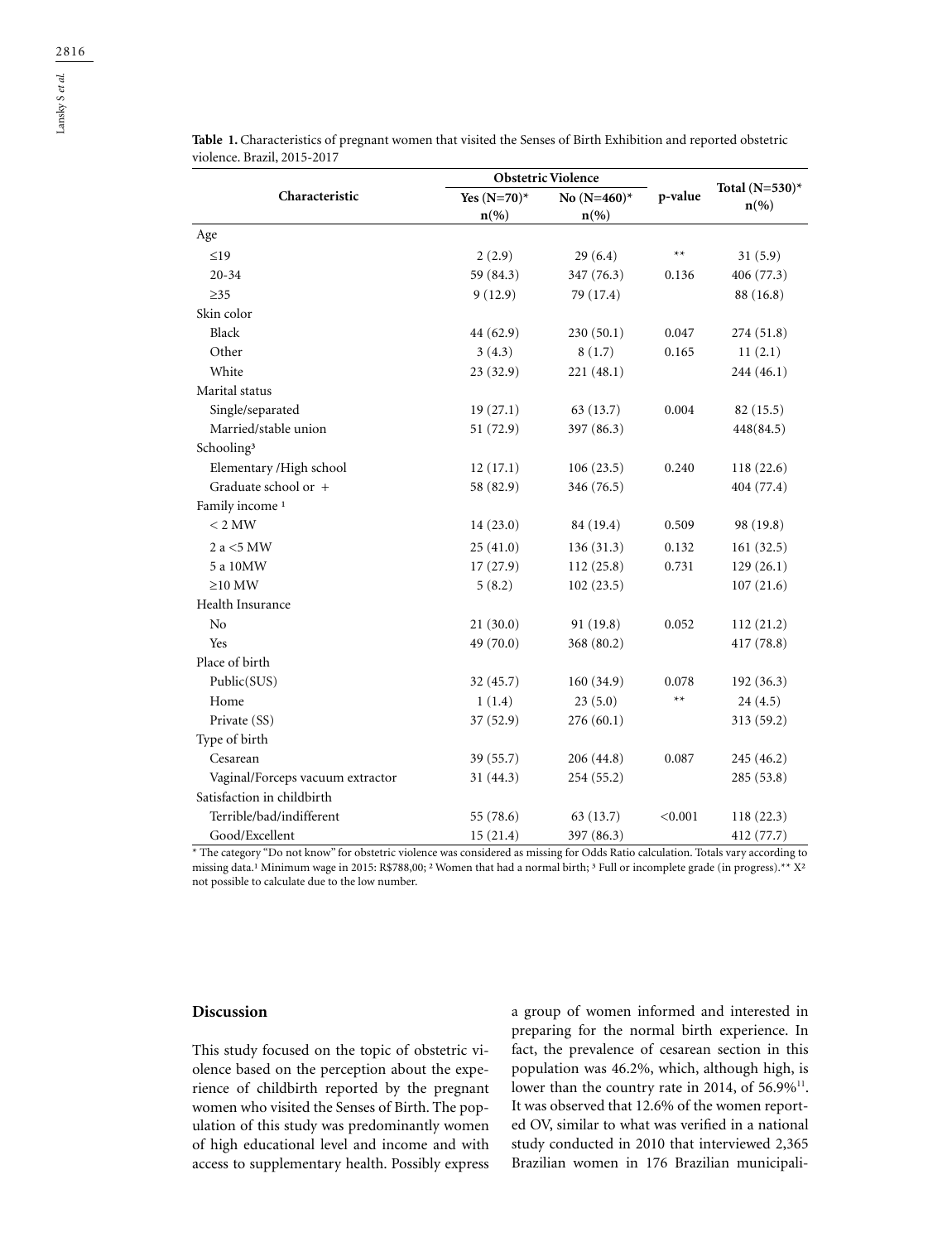**Table 1.** Characteristics of pregnant women that visited the Senses of Birth Exhibition and reported obstetric violence. Brazil, 2015-2017

| Characteristic | Obstetric Violence | | p-value | Total (N=530)* n(%) |
|---|---|---|---|---|
| | Yes (N=70)* n(%) | No (N=460)* n(%) | | |
| Age | | | | |
| ≤19 | 2 (2.9) | 29 (6.4) | ** | 31 (5.9) |
| 20-34 | 59 (84.3) | 347 (76.3) | 0.136 | 406 (77.3) |
| ≥35 | 9 (12.9) | 79 (17.4) | | 88 (16.8) |
| Skin color | | | | |
| Black | 44 (62.9) | 230 (50.1) | 0.047 | 274 (51.8) |
| Other | 3 (4.3) | 8 (1.7) | 0.165 | 11 (2.1) |
| White | 23 (32.9) | 221 (48.1) | | 244 (46.1) |
| Marital status | | | | |
| Single/separated | 19 (27.1) | 63 (13.7) | 0.004 | 82 (15.5) |
| Married/stable union | 51 (72.9) | 397 (86.3) | | 448(84.5) |
| Schooling[3] | | | | |
| Elementary /High school | 12 (17.1) | 106 (23.5) | 0.240 | 118 (22.6) |
| Graduate school or + | 58 (82.9) | 346 (76.5) | | 404 (77.4) |
| Family income [1] | | | | |
| < 2 MW | 14 (23.0) | 84 (19.4) | 0.509 | 98 (19.8) |
| 2 a <5 MW | 25 (41.0) | 136 (31.3) | 0.132 | 161 (32.5) |
| 5 a 10MW | 17 (27.9) | 112 (25.8) | 0.731 | 129 (26.1) |
| ≥10 MW | 5 (8.2) | 102 (23.5) | | 107 (21.6) |
| Health Insurance | | | | |
| No | 21 (30.0) | 91 (19.8) | 0.052 | 112 (21.2) |
| Yes | 49 (70.0) | 368 (80.2) | | 417 (78.8) |
| Place of birth | | | | |
| Public(SUS) | 32 (45.7) | 160 (34.9) | 0.078 | 192 (36.3) |
| Home | 1 (1.4) | 23 (5.0) | ** | 24 (4.5) |
| Private (SS) | 37 (52.9) | 276 (60.1) | | 313 (59.2) |
| Type of birth | | | | |
| Cesarean | 39 (55.7) | 206 (44.8) | 0.087 | 245 (46.2) |
| Vaginal/Forceps vacuum extractor | 31 (44.3) | 254 (55.2) | | 285 (53.8) |
| Satisfaction in childbirth | | | | |
| Terrible/bad/indifferent | 55 (78.6) | 63 (13.7) | <0.001 | 118 (22.3) |
| Good/Excellent | 15 (21.4) | 397 (86.3) | | 412 (77.7) |

* The category "Do not know" for obstetric violence was considered as missing for Odds Ratio calculation. Totals vary according to missing data.[1] Minimum wage in 2015: R$788,00; [2] Women that had a normal birth; [3] Full or incomplete grade (in progress).** $X^2$ not possible to calculate due to the low number.

## Discussion

This study focused on the topic of obstetric violence based on the perception about the experience of childbirth reported by the pregnant women who visited the Senses of Birth. The population of this study was predominantly women of high educational level and income and with access to supplementary health. Possibly express a group of women informed and interested in preparing for the normal birth experience. In fact, the prevalence of cesarean section in this population was 46.2%, which, although high, is lower than the country rate in 2014, of 56.9%[11]. It was observed that 12.6% of the women reported OV, similar to what was verified in a national study conducted in 2010 that interviewed 2,365 Brazilian women in 176 Brazilian municipali-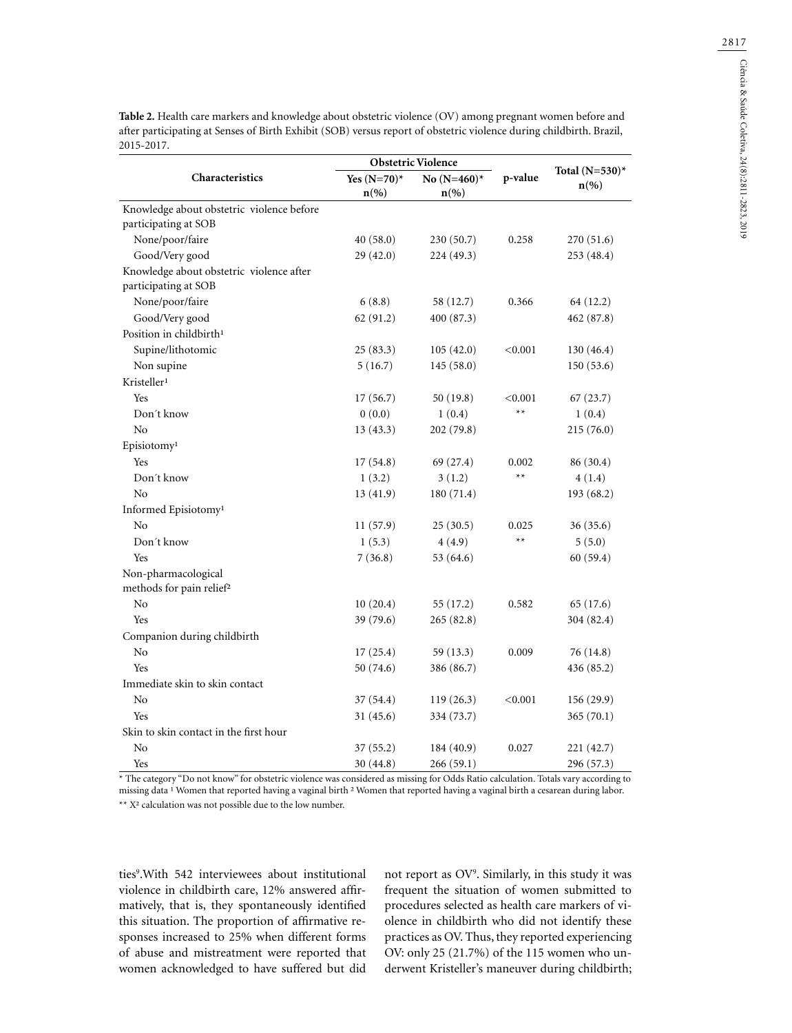**Table 2.** Health care markers and knowledge about obstetric violence (OV) among pregnant women before and after participating at Senses of Birth Exhibit (SOB) versus report of obstetric violence during childbirth. Brazil, 2015-2017.

| Characteristics | Obstetric Violence | | p-value | Total (N=530)* n(%) |
|---|---|---|---|---|
| | Yes (N=70)* n(%) | No (N=460)* n(%) | | |
| Knowledge about obstetric violence before participating at SOB | | | | |
| None/poor/faire | 40 (58.0) | 230 (50.7) | 0.258 | 270 (51.6) |
| Good/Very good | 29 (42.0) | 224 (49.3) | | 253 (48.4) |
| Knowledge about obstetric violence after participating at SOB | | | | |
| None/poor/faire | 6 (8.8) | 58 (12.7) | 0.366 | 64 (12.2) |
| Good/Very good | 62 (91.2) | 400 (87.3) | | 462 (87.8) |
| Position in childbirth[1] | | | | |
| Supine/lithotomic | 25 (83.3) | 105 (42.0) | <0.001 | 130 (46.4) |
| Non supine | 5 (16.7) | 145 (58.0) | | 150 (53.6) |
| Kristeller[1] | | | | |
| Yes | 17 (56.7) | 50 (19.8) | <0.001 | 67 (23.7) |
| Don´t know | 0 (0.0) | 1 (0.4) | ** | 1 (0.4) |
| No | 13 (43.3) | 202 (79.8) | | 215 (76.0) |
| Episiotomy[1] | | | | |
| Yes | 17 (54.8) | 69 (27.4) | 0.002 | 86 (30.4) |
| Don´t know | 1 (3.2) | 3 (1.2) | ** | 4 (1.4) |
| No | 13 (41.9) | 180 (71.4) | | 193 (68.2) |
| Informed Episiotomy[1] | | | | |
| No | 11 (57.9) | 25 (30.5) | 0.025 | 36 (35.6) |
| Don´t know | 1 (5.3) | 4 (4.9) | ** | 5 (5.0) |
| Yes | 7 (36.8) | 53 (64.6) | | 60 (59.4) |
| Non-pharmacological methods for pain relief[2] | | | | |
| No | 10 (20.4) | 55 (17.2) | 0.582 | 65 (17.6) |
| Yes | 39 (79.6) | 265 (82.8) | | 304 (82.4) |
| Companion during childbirth | | | | |
| No | 17 (25.4) | 59 (13.3) | 0.009 | 76 (14.8) |
| Yes | 50 (74.6) | 386 (86.7) | | 436 (85.2) |
| Immediate skin to skin contact | | | | |
| No | 37 (54.4) | 119 (26.3) | <0.001 | 156 (29.9) |
| Yes | 31 (45.6) | 334 (73.7) | | 365 (70.1) |
| Skin to skin contact in the first hour | | | | |
| No | 37 (55.2) | 184 (40.9) | 0.027 | 221 (42.7) |
| Yes | 30 (44.8) | 266 (59.1) | | 296 (57.3) |

* The category "Do not know" for obstetric violence was considered as missing for Odds Ratio calculation. Totals vary according to missing data [1] Women that reported having a vaginal birth [2] Women that reported having a vaginal birth a cesarean during labor.

** $X^2$ calculation was not possible due to the low number.

ties[9].With 542 interviewees about institutional violence in childbirth care, 12% answered affirmatively, that is, they spontaneously identified this situation. The proportion of affirmative responses increased to 25% when different forms of abuse and mistreatment were reported that women acknowledged to have suffered but did not report as OV[9]. Similarly, in this study it was frequent the situation of women submitted to procedures selected as health care markers of violence in childbirth who did not identify these practices as OV. Thus, they reported experiencing OV: only 25 (21.7%) of the 115 women who underwent Kristeller's maneuver during childbirth;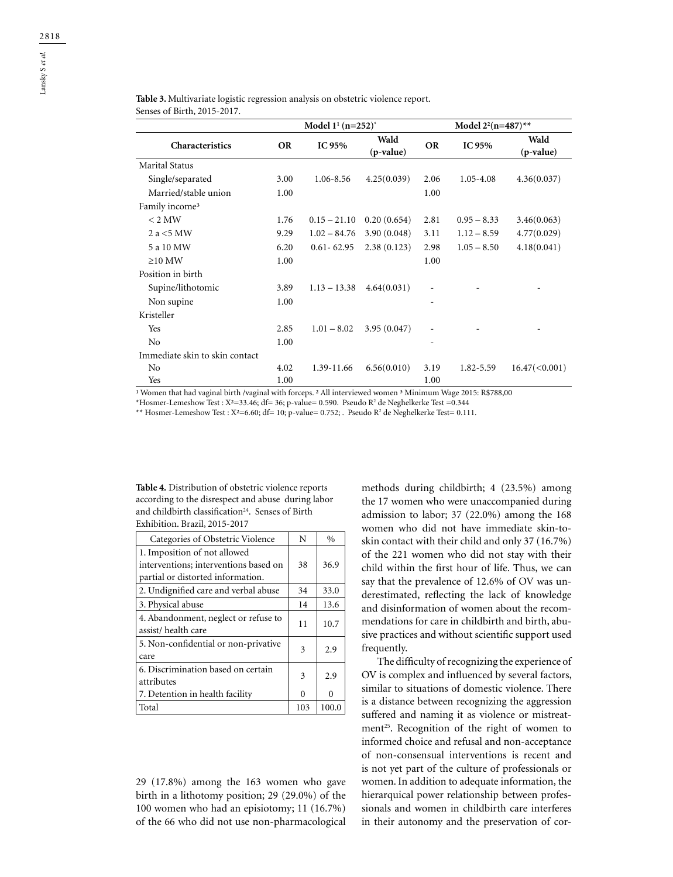**Table 3.** Multivariate logistic regression analysis on obstetric violence report. Senses of Birth, 2015-2017.

| Characteristics | Model 1[1] (n=252)* | | | Model 2[2] (n=487)** | | |
|---|---|---|---|---|---|---|
| | OR | IC 95% | Wald (p-value) | OR | IC 95% | Wald (p-value) |
| Marital Status | | | | | | |
| Single/separated | 3.00 | 1.06-8.56 | 4.25(0.039) | 2.06 | 1.05-4.08 | 4.36(0.037) |
| Married/stable union | 1.00 | | | 1.00 | | |
| Family income[3] | | | | | | |
| < 2 MW | 1.76 | 0.15 – 21.10 | 0.20 (0.654) | 2.81 | 0.95 – 8.33 | 3.46(0.063) |
| 2 a <5 MW | 9.29 | 1.02 – 84.76 | 3.90 (0.048) | 3.11 | 1.12 – 8.59 | 4.77(0.029) |
| 5 a 10 MW | 6.20 | 0.61- 62.95 | 2.38 (0.123) | 2.98 | 1.05 – 8.50 | 4.18(0.041) |
| ≥10 MW | 1.00 | | | 1.00 | | |
| Position in birth | | | | | | |
| Supine/lithotomic | 3.89 | 1.13 – 13.38 | 4.64(0.031) | - | - | - |
| Non supine | 1.00 | | | - | | |
| Kristeller | | | | | | |
| Yes | 2.85 | 1.01 – 8.02 | 3.95 (0.047) | - | - | - |
| No | 1.00 | | | - | | |
| Immediate skin to skin contact | | | | | | |
| No | 4.02 | 1.39-11.66 | 6.56(0.010) | 3.19 | 1.82-5.59 | 16.47(<0.001) |
| Yes | 1.00 | | | 1.00 | | |

[1] Women that had vaginal birth /vaginal with forceps. [2] All interviewed women [3] Minimum Wage 2015: R$788,00

*Hosmer-Lemeshow Test : $X^2$=33.46; df= 36; p-value= 0.590. Pseudo $R^2$ de Neghelkerke Test =0.344

** Hosmer-Lemeshow Test : $X^2$=6.60; df= 10; p-value= 0.752; . Pseudo $R^2$ de Neghelkerke Test= 0.111.

**Table 4.** Distribution of obstetric violence reports according to the disrespect and abuse during labor and childbirth classification[24]. Senses of Birth Exhibition. Brazil, 2015-2017

| Categories of Obstetric Violence | N | % |
|---|---|---|
| 1. Imposition of not allowed interventions; interventions based on partial or distorted information. | 38 | 36.9 |
| 2. Undignified care and verbal abuse | 34 | 33.0 |
| 3. Physical abuse | 14 | 13.6 |
| 4. Abandonment, neglect or refuse to assist/ health care | 11 | 10.7 |
| 5. Non-confidential or non-privative care | 3 | 2.9 |
| 6. Discrimination based on certain attributes | 3 | 2.9 |
| 7. Detention in health facility | 0 | 0 |
| Total | 103 | 100.0 |

29 (17.8%) among the 163 women who gave birth in a lithotomy position; 29 (29.0%) of the 100 women who had an episiotomy; 11 (16.7%) of the 66 who did not use non-pharmacological methods during childbirth; 4 (23.5%) among the 17 women who were unaccompanied during admission to labor; 37 (22.0%) among the 168 women who did not have immediate skin-to-skin contact with their child and only 37 (16.7%) of the 221 women who did not stay with their child within the first hour of life. Thus, we can say that the prevalence of 12.6% of OV was underestimated, reflecting the lack of knowledge and disinformation of women about the recommendations for care in childbirth and birth, abusive practices and without scientific support used frequently.

The difficulty of recognizing the experience of OV is complex and influenced by several factors, similar to situations of domestic violence. There is a distance between recognizing the aggression suffered and naming it as violence or mistreatment[25]. Recognition of the right of women to informed choice and refusal and non-acceptance of non-consensual interventions is recent and is not yet part of the culture of professionals or women. In addition to adequate information, the hierarquical power relationship between professionals and women in childbirth care interferes in their autonomy and the preservation of cor-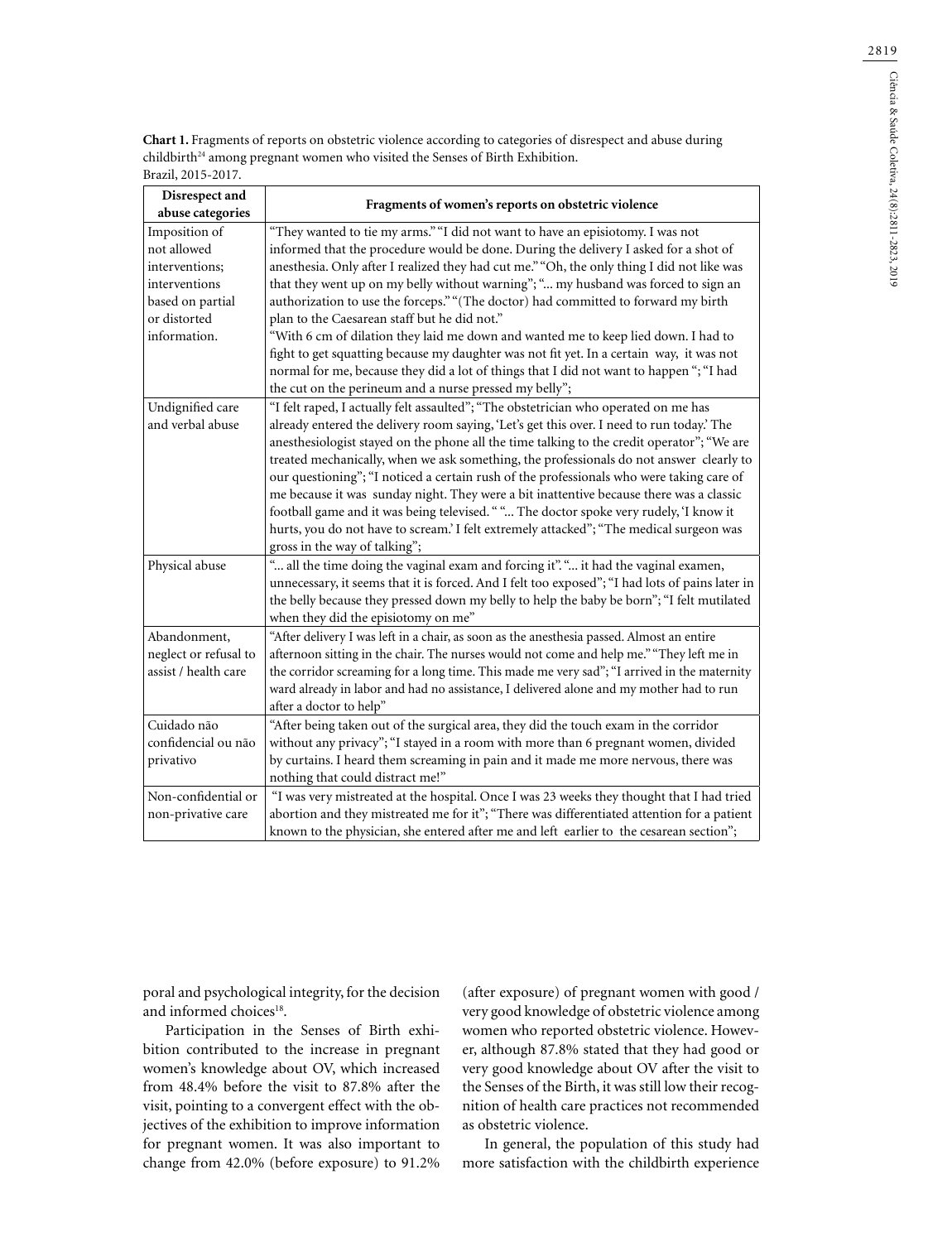**Chart 1.** Fragments of reports on obstetric violence according to categories of disrespect and abuse during childbirth[24] among pregnant women who visited the Senses of Birth Exhibition. Brazil, 2015-2017.

| Disrespect and abuse categories | Fragments of women's reports on obstetric violence |
|---|---|
| Imposition of not allowed interventions; interventions based on partial or distorted information. | "They wanted to tie my arms." "I did not want to have an episiotomy. I was not informed that the procedure would be done. During the delivery I asked for a shot of anesthesia. Only after I realized they had cut me." "Oh, the only thing I did not like was that they went up on my belly without warning"; "... my husband was forced to sign an authorization to use the forceps." "(The doctor) had committed to forward my birth plan to the Caesarean staff but he did not." "With 6 cm of dilation they laid me down and wanted me to keep lied down. I had to fight to get squatting because my daughter was not fit yet. In a certain way, it was not normal for me, because they did a lot of things that I did not want to happen "; "I had the cut on the perineum and a nurse pressed my belly"; |
| Undignified care and verbal abuse | "I felt raped, I actually felt assaulted"; "The obstetrician who operated on me has already entered the delivery room saying, 'Let's get this over. I need to run today.' The anesthesiologist stayed on the phone all the time talking to the credit operator"; "We are treated mechanically, when we ask something, the professionals do not answer clearly to our questioning"; "I noticed a certain rush of the professionals who were taking care of me because it was sunday night. They were a bit inattentive because there was a classic football game and it was being televised. " "... The doctor spoke very rudely, 'I know it hurts, you do not have to scream.' I felt extremely attacked"; "The medical surgeon was gross in the way of talking"; |
| Physical abuse | "... all the time doing the vaginal exam and forcing it". "... it had the vaginal examen, unnecessary, it seems that it is forced. And I felt too exposed"; "I had lots of pains later in the belly because they pressed down my belly to help the baby be born"; "I felt mutilated when they did the episiotomy on me" |
| Abandonment, neglect or refusal to assist / health care | "After delivery I was left in a chair, as soon as the anesthesia passed. Almost an entire afternoon sitting in the chair. The nurses would not come and help me." "They left me in the corridor screaming for a long time. This made me very sad"; "I arrived in the maternity ward already in labor and had no assistance, I delivered alone and my mother had to run after a doctor to help" |
| Cuidado não confidencial ou não privativo | "After being taken out of the surgical area, they did the touch exam in the corridor without any privacy"; "I stayed in a room with more than 6 pregnant women, divided by curtains. I heard them screaming in pain and it made me more nervous, there was nothing that could distract me!" |
| Non-confidential or non-privative care | "I was very mistreated at the hospital. Once I was 23 weeks they thought that I had tried abortion and they mistreated me for it"; "There was differentiated attention for a patient known to the physician, she entered after me and left earlier to the cesarean section"; |

poral and psychological integrity, for the decision and informed choices[18].

Participation in the Senses of Birth exhibition contributed to the increase in pregnant women's knowledge about OV, which increased from 48.4% before the visit to 87.8% after the visit, pointing to a convergent effect with the objectives of the exhibition to improve information for pregnant women. It was also important to change from 42.0% (before exposure) to 91.2% (after exposure) of pregnant women with good / very good knowledge of obstetric violence among women who reported obstetric violence. However, although 87.8% stated that they had good or very good knowledge about OV after the visit to the Senses of the Birth, it was still low their recognition of health care practices not recommended as obstetric violence.

In general, the population of this study had more satisfaction with the childbirth experience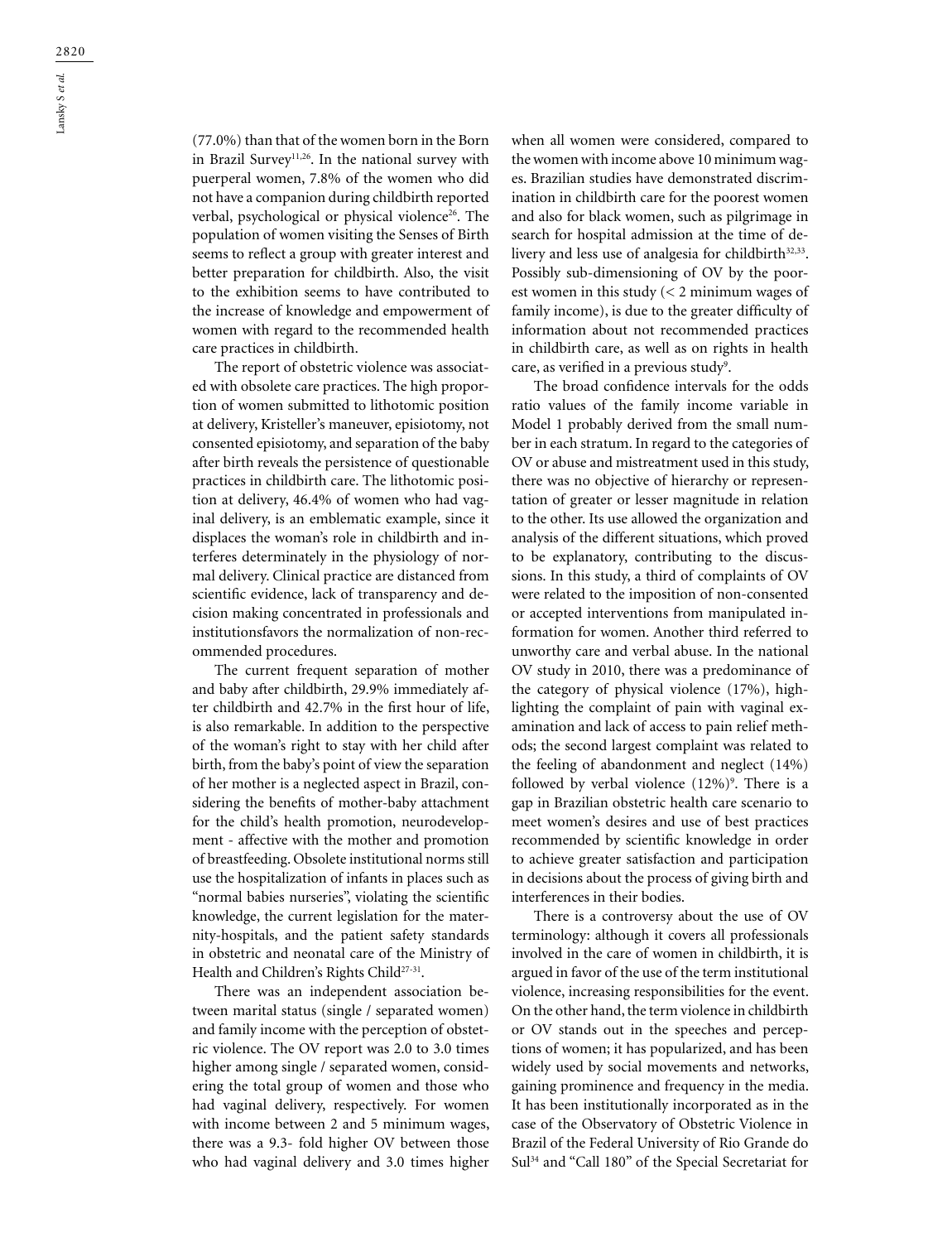(77.0%) than that of the women born in the Born in Brazil Survey[11,26]. In the national survey with puerperal women, 7.8% of the women who did not have a companion during childbirth reported verbal, psychological or physical violence[26]. The population of women visiting the Senses of Birth seems to reflect a group with greater interest and better preparation for childbirth. Also, the visit to the exhibition seems to have contributed to the increase of knowledge and empowerment of women with regard to the recommended health care practices in childbirth.

The report of obstetric violence was associated with obsolete care practices. The high proportion of women submitted to lithotomic position at delivery, Kristeller's maneuver, episiotomy, not consented episiotomy, and separation of the baby after birth reveals the persistence of questionable practices in childbirth care. The lithotomic position at delivery, 46.4% of women who had vaginal delivery, is an emblematic example, since it displaces the woman's role in childbirth and interferes determinately in the physiology of normal delivery. Clinical practice are distanced from scientific evidence, lack of transparency and decision making concentrated in professionals and institutionsfavors the normalization of non-recommended procedures.

The current frequent separation of mother and baby after childbirth, 29.9% immediately after childbirth and 42.7% in the first hour of life, is also remarkable. In addition to the perspective of the woman's right to stay with her child after birth, from the baby's point of view the separation of her mother is a neglected aspect in Brazil, considering the benefits of mother-baby attachment for the child's health promotion, neurodevelopment - affective with the mother and promotion of breastfeeding. Obsolete institutional norms still use the hospitalization of infants in places such as "normal babies nurseries", violating the scientific knowledge, the current legislation for the maternity-hospitals, and the patient safety standards in obstetric and neonatal care of the Ministry of Health and Children's Rights Child[27-31].

There was an independent association between marital status (single / separated women) and family income with the perception of obstetric violence. The OV report was 2.0 to 3.0 times higher among single / separated women, considering the total group of women and those who had vaginal delivery, respectively. For women with income between 2 and 5 minimum wages, there was a 9.3- fold higher OV between those who had vaginal delivery and 3.0 times higher when all women were considered, compared to the women with income above 10 minimum wages. Brazilian studies have demonstrated discrimination in childbirth care for the poorest women and also for black women, such as pilgrimage in search for hospital admission at the time of delivery and less use of analgesia for childbirth[32,33]. Possibly sub-dimensioning of OV by the poorest women in this study (< 2 minimum wages of family income), is due to the greater difficulty of information about not recommended practices in childbirth care, as well as on rights in health care, as verified in a previous study[9].

The broad confidence intervals for the odds ratio values of the family income variable in Model 1 probably derived from the small number in each stratum. In regard to the categories of OV or abuse and mistreatment used in this study, there was no objective of hierarchy or representation of greater or lesser magnitude in relation to the other. Its use allowed the organization and analysis of the different situations, which proved to be explanatory, contributing to the discussions. In this study, a third of complaints of OV were related to the imposition of non-consented or accepted interventions from manipulated information for women. Another third referred to unworthy care and verbal abuse. In the national OV study in 2010, there was a predominance of the category of physical violence (17%), highlighting the complaint of pain with vaginal examination and lack of access to pain relief methods; the second largest complaint was related to the feeling of abandonment and neglect (14%) followed by verbal violence (12%)[9]. There is a gap in Brazilian obstetric health care scenario to meet women's desires and use of best practices recommended by scientific knowledge in order to achieve greater satisfaction and participation in decisions about the process of giving birth and interferences in their bodies.

There is a controversy about the use of OV terminology: although it covers all professionals involved in the care of women in childbirth, it is argued in favor of the use of the term institutional violence, increasing responsibilities for the event. On the other hand, the term violence in childbirth or OV stands out in the speeches and perceptions of women; it has popularized, and has been widely used by social movements and networks, gaining prominence and frequency in the media. It has been institutionally incorporated as in the case of the Observatory of Obstetric Violence in Brazil of the Federal University of Rio Grande do Sul[34] and "Call 180" of the Special Secretariat for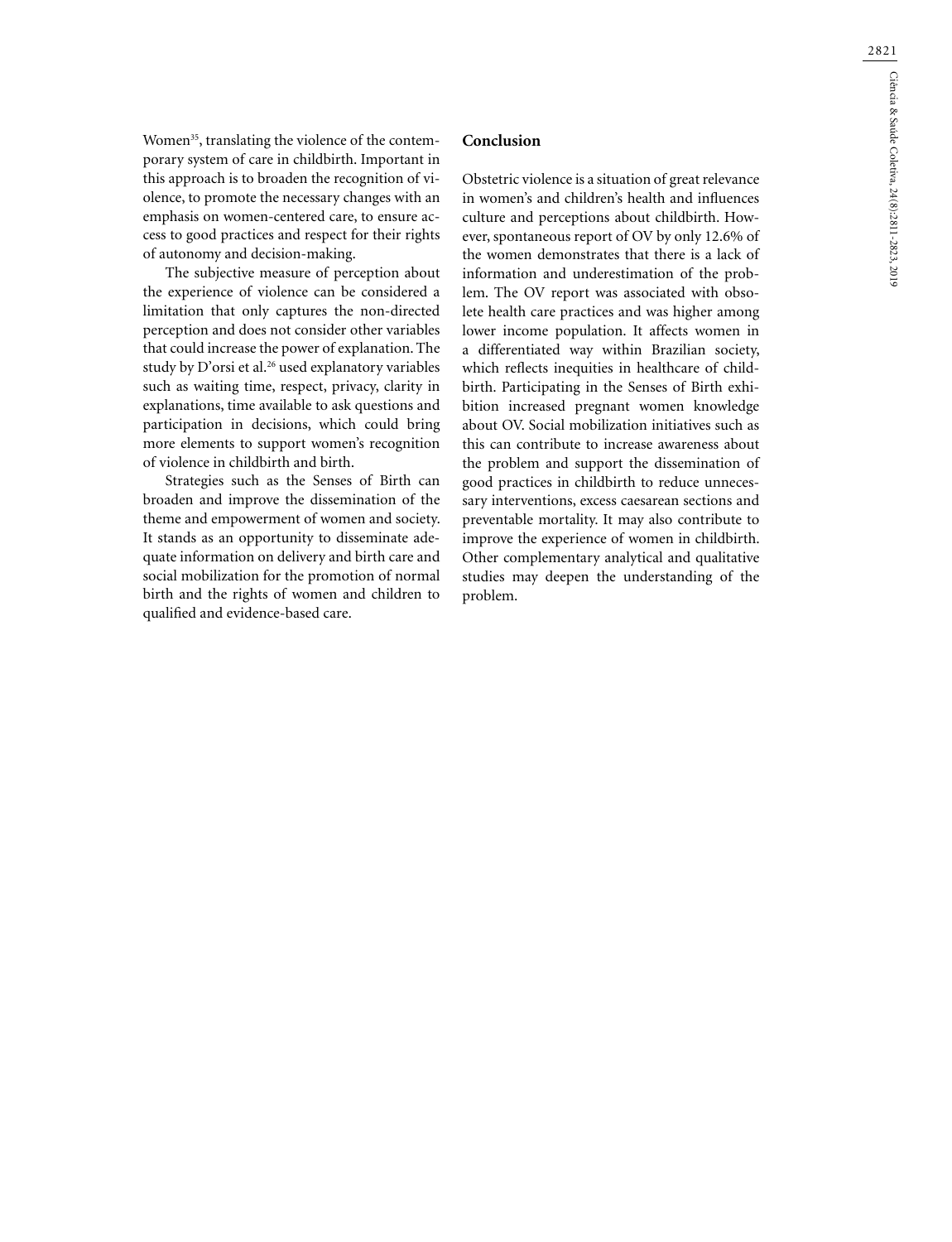Women[35], translating the violence of the contemporary system of care in childbirth. Important in this approach is to broaden the recognition of violence, to promote the necessary changes with an emphasis on women-centered care, to ensure access to good practices and respect for their rights of autonomy and decision-making.

The subjective measure of perception about the experience of violence can be considered a limitation that only captures the non-directed perception and does not consider other variables that could increase the power of explanation. The study by D'orsi et al.[26] used explanatory variables such as waiting time, respect, privacy, clarity in explanations, time available to ask questions and participation in decisions, which could bring more elements to support women's recognition of violence in childbirth and birth.

Strategies such as the Senses of Birth can broaden and improve the dissemination of the theme and empowerment of women and society. It stands as an opportunity to disseminate adequate information on delivery and birth care and social mobilization for the promotion of normal birth and the rights of women and children to qualified and evidence-based care.

## Conclusion

Obstetric violence is a situation of great relevance in women's and children's health and influences culture and perceptions about childbirth. However, spontaneous report of OV by only 12.6% of the women demonstrates that there is a lack of information and underestimation of the problem. The OV report was associated with obsolete health care practices and was higher among lower income population. It affects women in a differentiated way within Brazilian society, which reflects inequities in healthcare of childbirth. Participating in the Senses of Birth exhibition increased pregnant women knowledge about OV. Social mobilization initiatives such as this can contribute to increase awareness about the problem and support the dissemination of good practices in childbirth to reduce unnecessary interventions, excess caesarean sections and preventable mortality. It may also contribute to improve the experience of women in childbirth. Other complementary analytical and qualitative studies may deepen the understanding of the problem.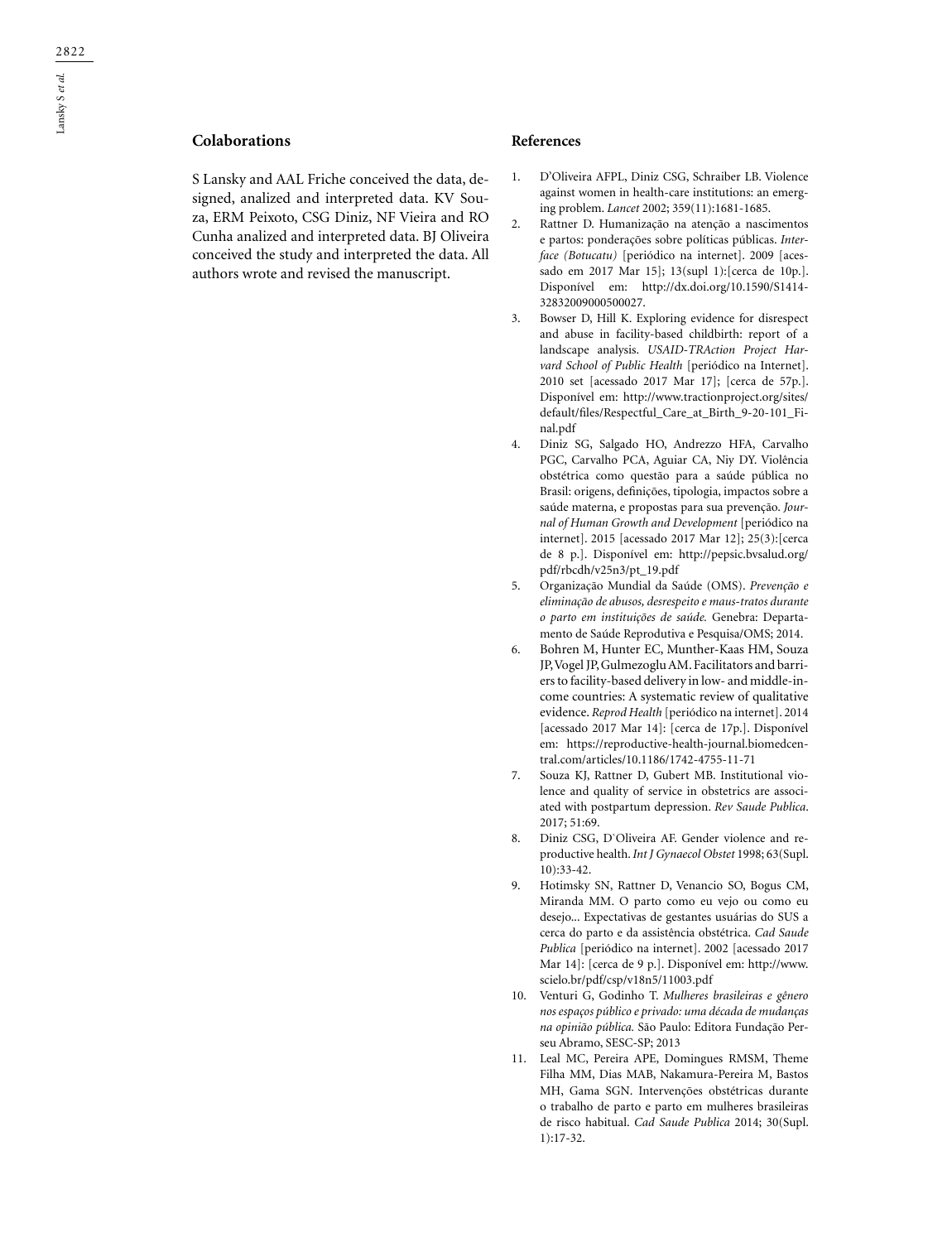## Colaborations

S Lansky and AAL Friche conceived the data, designed, analized and interpreted data. KV Souza, ERM Peixoto, CSG Diniz, NF Vieira and RO Cunha analized and interpreted data. BJ Oliveira conceived the study and interpreted the data. All authors wrote and revised the manuscript.

## References

1. D'Oliveira AFPL, Diniz CSG, Schraiber LB. Violence against women in health-care institutions: an emerging problem. *Lancet* 2002; 359(11):1681-1685.
2. Rattner D. Humanização na atenção a nascimentos e partos: ponderações sobre políticas públicas. *Interface (Botucatu)* [periódico na internet]. 2009 [acessado em 2017 Mar 15]; 13(supl 1):[cerca de 10p.]. Disponível em: http://dx.doi.org/10.1590/S1414-32832009000500027.
3. Bowser D, Hill K. Exploring evidence for disrespect and abuse in facility-based childbirth: report of a landscape analysis. *USAID-TRAction Project Harvard School of Public Health* [periódico na Internet]. 2010 set [acessado 2017 Mar 17]; [cerca de 57p.]. Disponível em: http://www.tractionproject.org/sites/default/files/Respectful_Care_at_Birth_9-20-101_Final.pdf
4. Diniz SG, Salgado HO, Andrezzo HFA, Carvalho PGC, Carvalho PCA, Aguiar CA, Niy DY. Violência obstétrica como questão para a saúde pública no Brasil: origens, definições, tipologia, impactos sobre a saúde materna, e propostas para sua prevenção. *Journal of Human Growth and Development* [periódico na internet]. 2015 [acessado 2017 Mar 12]; 25(3):[cerca de 8 p.]. Disponível em: http://pepsic.bvsalud.org/pdf/rbcdh/v25n3/pt_19.pdf
5. Organização Mundial da Saúde (OMS). *Prevenção e eliminação de abusos, desrespeito e maus-tratos durante o parto em instituições de saúde.* Genebra: Departamento de Saúde Reprodutiva e Pesquisa/OMS; 2014.
6. Bohren M, Hunter EC, Munther-Kaas HM, Souza JP, Vogel JP, Gulmezoglu AM. Facilitators and barriers to facility-based delivery in low- and middle-income countries: A systematic review of qualitative evidence. *Reprod Health* [periódico na internet]. 2014 [acessado 2017 Mar 14]: [cerca de 17p.]. Disponível em: https://reproductive-health-journal.biomedcentral.com/articles/10.1186/1742-4755-11-71
7. Souza KJ, Rattner D, Gubert MB. Institutional violence and quality of service in obstetrics are associated with postpartum depression. *Rev Saude Publica*. 2017; 51:69.
8. Diniz CSG, D`Oliveira AF. Gender violence and reproductive health. *Int J Gynaecol Obstet* 1998; 63(Supl. 10):33-42.
9. Hotimsky SN, Rattner D, Venancio SO, Bogus CM, Miranda MM. O parto como eu vejo ou como eu desejo... Expectativas de gestantes usuárias do SUS a cerca do parto e da assistência obstétrica. *Cad Saude Publica* [periódico na internet]. 2002 [acessado 2017 Mar 14]: [cerca de 9 p.]. Disponível em: http://www.scielo.br/pdf/csp/v18n5/11003.pdf
10. Venturi G, Godinho T. *Mulheres brasileiras e gênero nos espaços público e privado: uma década de mudanças na opinião pública.* São Paulo: Editora Fundação Perseu Abramo, SESC-SP; 2013
11. Leal MC, Pereira APE, Domingues RMSM, Theme Filha MM, Dias MAB, Nakamura-Pereira M, Bastos MH, Gama SGN. Intervenções obstétricas durante o trabalho de parto e parto em mulheres brasileiras de risco habitual. *Cad Saude Publica* 2014; 30(Supl. 1):17-32.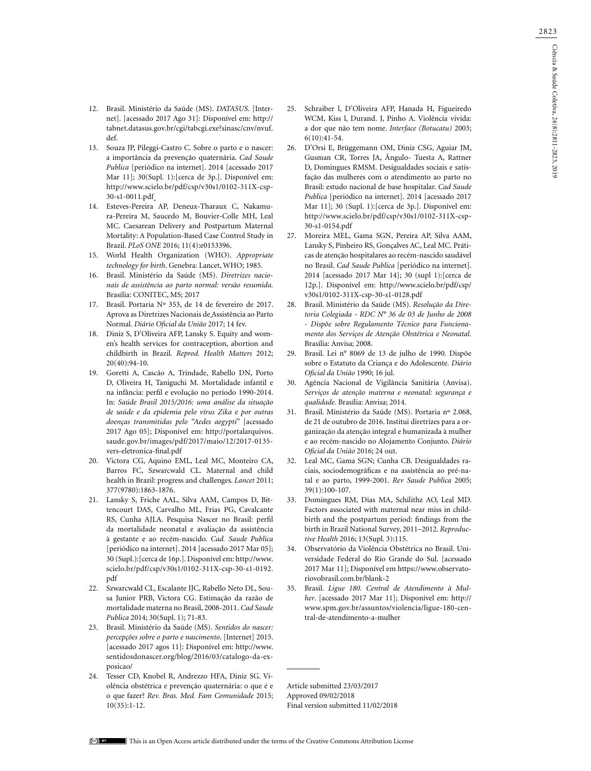12. Brasil. Ministério da Saúde (MS). *DATASUS*. [Internet]. [acessado 2017 Ago 31]: Disponível em: http://tabnet.datasus.gov.br/cgi/tabcgi.exe?sinasc/cnv/nvuf.def.
13. Souza JP, Pileggi-Castro C. Sobre o parto e o nascer: a importância da prevenção quaternária. *Cad Saude Publica* [periódico na internet]. 2014 [acessado 2017 Mar 11]; 30(Supl. 1):[cerca de 3p.]. Disponível em: http://www.scielo.br/pdf/csp/v30s1/0102-311X-csp-30-s1-0011.pdf
14. Esteves-Pereira AP, Deneux-Tharaux C, Nakamura-Pereira M, Saucedo M, Bouvier-Colle MH, Leal MC. Caesarean Delivery and Postpartum Maternal Mortality: A Population-Based Case Control Study in Brazil. *PLoS ONE* 2016; 11(4):e0153396.
15. World Health Organization (WHO). *Appropriate technology for birth*. Genebra: Lancet, WHO; 1985.
16. Brasil. Ministério da Saúde (MS). *Diretrizes nacionais de assistência ao parto normal: versão resumida.* Brasília: CONITEC, MS; 2017
17. Brasil. Portaria Nº 353, de 14 de fevereiro de 2017. Aprova as Diretrizes Nacionais de Assistência ao Parto Normal. *Diário Oficial da União* 2017; 14 fev.
18. Diniz S, D'Oliveira AFP, Lansky S. Equity and women's health services for contraception, abortion and childbirth in Brazil. *Reprod. Health Matters* 2012; 20(40):94-10.
19. Goretti A, Cascão A, Trindade, Rabello DN, Porto D, Oliveira H, Taniguchi M. Mortalidade infantil e na infância: perfil e evolução no período 1990-2014. In: *Saúde Brasil 2015/2016: uma análise da situação de saúde e da epidemia pelo vírus Zika e por outras doenças transmitidas pelo "Aedes aegypti"* [acessado 2017 Ago 05]; Disponível em: http://portalarquivos.saude.gov.br/images/pdf/2017/maio/12/2017-0135-vers-eletronica-final.pdf
20. Victora CG, Aquino EML, Leal MC, Monteiro CA, Barros FC, Szwarcwald CL. Maternal and child health in Brazil: progress and challenges. *Lancet* 2011; 377(9780):1863-1876.
21. Lansky S, Friche AAL, Silva AAM, Campos D, Bittencourt DAS, Carvalho ML, Frias PG, Cavalcante RS, Cunha AJLA. Pesquisa Nascer no Brasil: perfil da mortalidade neonatal e avaliação da assistência à gestante e ao recém-nascido. *Cad. Saude Publica* [periódico na internet]. 2014 [acessado 2017 Mar 05]; 30 (Supl.):[cerca de 16p.]. Disponível em: http://www.scielo.br/pdf/csp/v30s1/0102-311X-csp-30-s1-0192.pdf
22. Szwarcwald CL, Escalante JJC, Rabello Neto DL, Sousa Junior PRB, Victora CG. Estimação da razão de mortalidade materna no Brasil, 2008-2011. *Cad Saude Publica* 2014; 30(Supl. 1); 71-83.
23. Brasil. Ministério da Saúde (MS). *Sentidos do nascer: percepções sobre o parto e nascimento*. [Internet] 2015. [acessado 2017 agos 11]: Disponível em: http://www.sentidosdonascer.org/blog/2016/03/catalogo-da-exposicao/
24. Tesser CD, Knobel R, Andrezzo HFA, Diniz SG. Violência obstétrica e prevenção quaternária: o que é e o que fazer? *Rev. Bras. Med. Fam Comunidade* 2015; 10(35):1-12.
25. Schraiber l, D'Oliveira AFP, Hanada H, Figueiredo WCM, Kiss l, Durand. J, Pinho A. Violência vivida: a dor que não tem nome. *Interface (Botucatu)* 2003; 6(10):41-54.
26. D'Orsi E, Brüggemann OM, Diniz CSG, Aguiar JM, Gusman CR, Torres JA, Ângulo- Tuesta A, Rattner D, Domingues RMSM. Desigualdades sociais e satisfação das mulheres com o atendimento ao parto no Brasil: estudo nacional de base hospitalar. *Cad Saude Publica* [periódico na internet]. 2014 [acessado 2017 Mar 11]; 30 (Supl. 1):[cerca de 3p.]. Disponível em: http://www.scielo.br/pdf/csp/v30s1/0102-311X-csp-30-s1-0154.pdf
27. Moreira MEL, Gama SGN, Pereira AP, Silva AAM, Lansky S, Pinheiro RS, Gonçalves AC, Leal MC. Práticas de atenção hospitalares ao recém-nascido saudável no Brasil. *Cad Saude Publica* [periódico na internet]. 2014 [acessado 2017 Mar 14]; 30 (supl 1):[cerca de 12p.]. Disponível em: http://www.scielo.br/pdf/csp/v30s1/0102-311X-csp-30-s1-0128.pdf
28. Brasil. Ministério da Saúde (MS). *Resolução da Diretoria Colegiada - RDC Nº 36 de 03 de Junho de 2008 - Dispõe sobre Regulamento Técnico para Funcionamento dos Serviços de Atenção Obstétrica e Neonatal.* Brasília: Anvisa; 2008.
29. Brasil. Lei nº 8069 de 13 de julho de 1990. Dispõe sobre o Estatuto da Criança e do Adolescente. *Diário Oficial da União* 1990; 16 jul.
30. Agência Nacional de Vigilância Sanitária (Anvisa). *Serviços de atenção materna e neonatal: segurança e qualidade.* Brasília: Anvisa; 2014.
31. Brasil. Ministério da Saúde (MS). Portaria nº 2.068, de 21 de outubro de 2016. Institui diretrizes para a organização da atenção integral e humanizada à mulher e ao recém-nascido no Alojamento Conjunto. *Diário Oficial da União* 2016; 24 out.
32. Leal MC, Gama SGN; Cunha CB. Desigualdades raciais, sociodemográficas e na assistência ao pré-natal e ao parto, 1999-2001. *Rev Saude Publica* 2005; 39(1):100-107.
33. Domingues RM, Dias MA, Schilithz AO, Leal MD. Factors associated with maternal near miss in childbirth and the postpartum period: findings from the birth in Brazil National Survey, 2011–2012. *Reproductive Health* 2016; 13(Supl. 3):115.
34. Observatório da Violência Obstétrica no Brasil. Universidade Federal do Rio Grande do Sul. [acessado 2017 Mar 11]; Disponível em https://www.observatoriovobrasil.com.br/blank-2
35. Brasil. *Ligue 180. Central de Atendimento à Mulher*. [acessado 2017 Mar 11]; Disponível em: http://www.spm.gov.br/assuntos/violencia/ligue-180-central-de-atendimento-a-mulher

---

Article submitted 23/03/2017
Approved 09/02/2018
Final version submitted 11/02/2018

This is an Open Access article distributed under the terms of the Creative Commons Attribution License